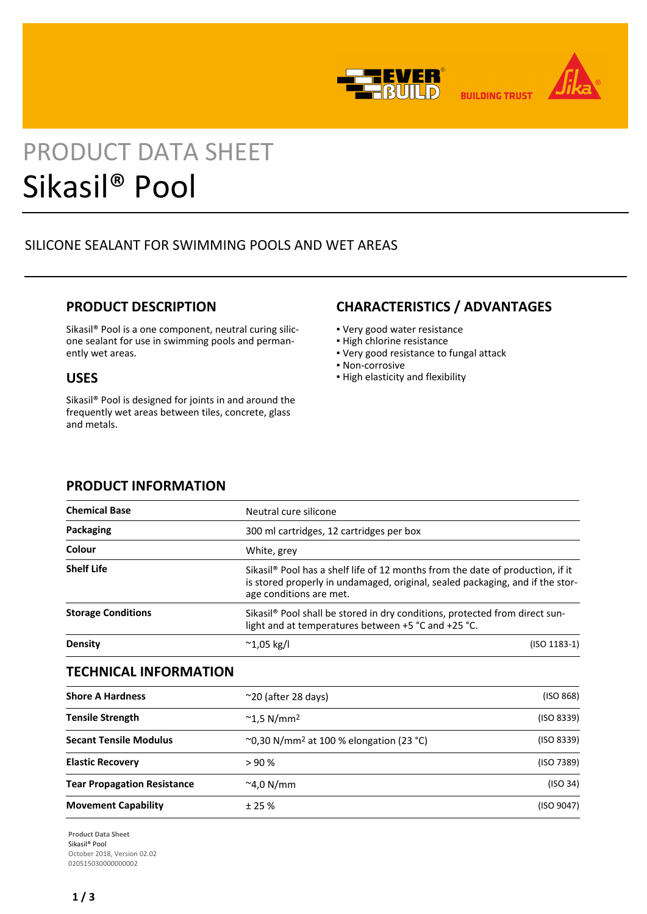PRODUCT DATA SHEET

# Sikasil® Pool

SILICONE SEALANT FOR SWIMMING POOLS AND WET AREAS

## PRODUCT DESCRIPTION

Sikasil® Pool is a one component, neutral curing silicone sealant for use in swimming pools and permanently wet areas.

## USES

Sikasil® Pool is designed for joints in and around the frequently wet areas between tiles, concrete, glass and metals.

## CHARACTERISTICS / ADVANTAGES

- Very good water resistance
- High chlorine resistance
- Very good resistance to fungal attack
- Non-corrosive
- High elasticity and flexibility

## PRODUCT INFORMATION

| | | |
|---|---|---|
| **Chemical Base** | Neutral cure silicone | |
| **Packaging** | 300 ml cartridges, 12 cartridges per box | |
| **Colour** | White, grey | |
| **Shelf Life** | Sikasil® Pool has a shelf life of 12 months from the date of production, if it is stored properly in undamaged, original, sealed packaging, and if the storage conditions are met. | |
| **Storage Conditions** | Sikasil® Pool shall be stored in dry conditions, protected from direct sunlight and at temperatures between +5 °C and +25 °C. | |
| **Density** | ~1,05 kg/l | (ISO 1183-1) |

## TECHNICAL INFORMATION

| | | |
|---|---|---|
| **Shore A Hardness** | ~20 (after 28 days) | (ISO 868) |
| **Tensile Strength** | ~1,5 N/mm$^2$ | (ISO 8339) |
| **Secant Tensile Modulus** | ~0,30 N/mm$^2$ at 100 % elongation (23 °C) | (ISO 8339) |
| **Elastic Recovery** | > 90 % | (ISO 7389) |
| **Tear Propagation Resistance** | ~4,0 N/mm | (ISO 34) |
| **Movement Capability** | ± 25 % | (ISO 9047) |

**Product Data Sheet**
Sikasil® Pool
October 2018, Version 02.02
020515030000000002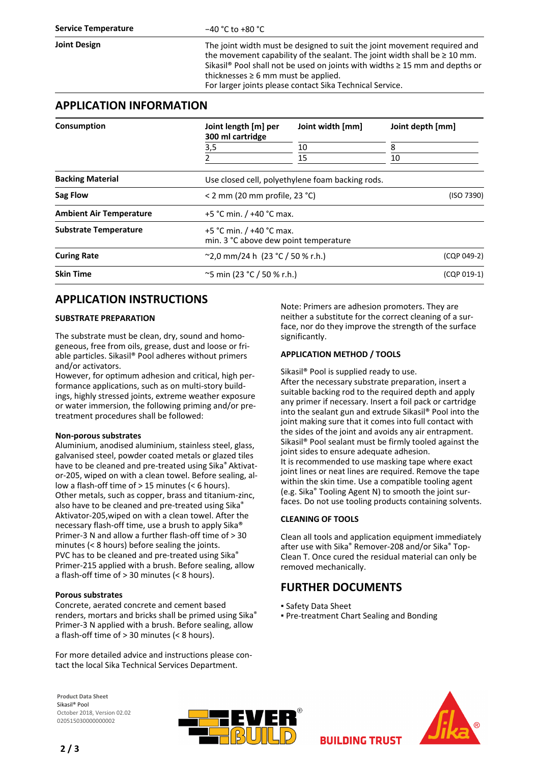| | |
|---|---|
| **Service Temperature** | −40 °C to +80 °C |
| **Joint Design** | The joint width must be designed to suit the joint movement required and the movement capability of the sealant. The joint width shall be ≥ 10 mm. Sikasil® Pool shall not be used on joints with widths ≥ 15 mm and depths or thicknesses ≥ 6 mm must be applied.<br>For larger joints please contact Sika Technical Service. |

## APPLICATION INFORMATION

| | | | |
|---|---|---|---|
| **Consumption** | **Joint length [m] per 300 ml cartridge** | **Joint width [mm]** | **Joint depth [mm]** |
| | 3,5 | 10 | 8 |
| | 2 | 15 | 10 |
| **Backing Material** | Use closed cell, polyethylene foam backing rods. | | |
| **Sag Flow** | < 2 mm (20 mm profile, 23 °C) | | (ISO 7390) |
| **Ambient Air Temperature** | +5 °C min. / +40 °C max. | | |
| **Substrate Temperature** | +5 °C min. / +40 °C max.<br>min. 3 °C above dew point temperature | | |
| **Curing Rate** | ~2,0 mm/24 h (23 °C / 50 % r.h.) | | (CQP 049-2) |
| **Skin Time** | ~5 min (23 °C / 50 % r.h.) | | (CQP 019-1) |

## APPLICATION INSTRUCTIONS

### SUBSTRATE PREPARATION

The substrate must be clean, dry, sound and homogeneous, free from oils, grease, dust and loose or friable particles. Sikasil® Pool adheres without primers and/or activators.
However, for optimum adhesion and critical, high performance applications, such as on multi-story buildings, highly stressed joints, extreme weather exposure or water immersion, the following priming and/or pretreatment procedures shall be followed:

**Non-porous substrates**
Aluminium, anodised aluminium, stainless steel, glass, galvanised steel, powder coated metals or glazed tiles have to be cleaned and pre-treated using Sika® Aktivator-205, wiped on with a clean towel. Before sealing, allow a flash-off time of > 15 minutes (< 6 hours).
Other metals, such as copper, brass and titanium-zinc, also have to be cleaned and pre-treated using Sika® Aktivator-205,wiped on with a clean towel. After the necessary flash-off time, use a brush to apply Sika® Primer-3 N and allow a further flash-off time of > 30 minutes (< 8 hours) before sealing the joints.
PVC has to be cleaned and pre-treated using Sika® Primer-215 applied with a brush. Before sealing, allow a flash-off time of > 30 minutes (< 8 hours).

**Porous substrates**
Concrete, aerated concrete and cement based renders, mortars and bricks shall be primed using Sika® Primer-3 N applied with a brush. Before sealing, allow a flash-off time of > 30 minutes (< 8 hours).

For more detailed advice and instructions please contact the local Sika Technical Services Department.

Note: Primers are adhesion promoters. They are neither a substitute for the correct cleaning of a surface, nor do they improve the strength of the surface significantly.

### APPLICATION METHOD / TOOLS

Sikasil® Pool is supplied ready to use.
After the necessary substrate preparation, insert a suitable backing rod to the required depth and apply any primer if necessary. Insert a foil pack or cartridge into the sealant gun and extrude Sikasil® Pool into the joint making sure that it comes into full contact with the sides of the joint and avoids any air entrapment. Sikasil® Pool sealant must be firmly tooled against the joint sides to ensure adequate adhesion.
It is recommended to use masking tape where exact joint lines or neat lines are required. Remove the tape within the skin time. Use a compatible tooling agent (e.g. Sika® Tooling Agent N) to smooth the joint surfaces. Do not use tooling products containing solvents.

### CLEANING OF TOOLS

Clean all tools and application equipment immediately after use with Sika® Remover-208 and/or Sika® TopClean T. Once cured the residual material can only be removed mechanically.

## FURTHER DOCUMENTS

- Safety Data Sheet
- Pre-treatment Chart Sealing and Bonding

Product Data Sheet
Sikasil® Pool
October 2018, Version 02.02
020515030000000002

BUILDING TRUST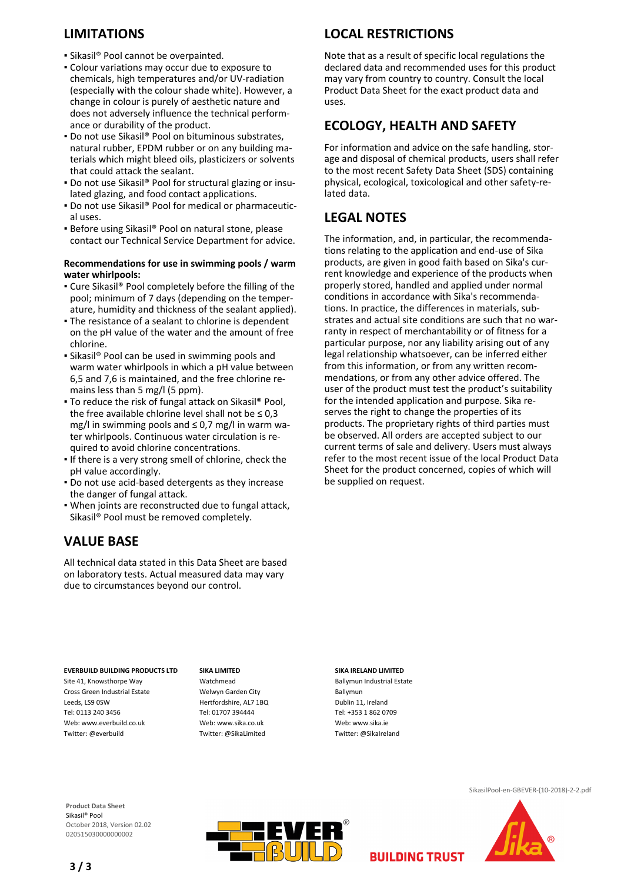## LIMITATIONS

- Sikasil® Pool cannot be overpainted.
- Colour variations may occur due to exposure to chemicals, high temperatures and/or UV-radiation (especially with the colour shade white). However, a change in colour is purely of aesthetic nature and does not adversely influence the technical performance or durability of the product.
- Do not use Sikasil® Pool on bituminous substrates, natural rubber, EPDM rubber or on any building materials which might bleed oils, plasticizers or solvents that could attack the sealant.
- Do not use Sikasil® Pool for structural glazing or insulated glazing, and food contact applications.
- Do not use Sikasil® Pool for medical or pharmaceutical uses.
- Before using Sikasil® Pool on natural stone, please contact our Technical Service Department for advice.

**Recommendations for use in swimming pools / warm water whirlpools:**

- Cure Sikasil® Pool completely before the filling of the pool; minimum of 7 days (depending on the temperature, humidity and thickness of the sealant applied).
- The resistance of a sealant to chlorine is dependent on the pH value of the water and the amount of free chlorine.
- Sikasil® Pool can be used in swimming pools and warm water whirlpools in which a pH value between 6,5 and 7,6 is maintained, and the free chlorine remains less than 5 mg/l (5 ppm).
- To reduce the risk of fungal attack on Sikasil® Pool, the free available chlorine level shall not be ≤ 0,3 mg/l in swimming pools and ≤ 0,7 mg/l in warm water whirlpools. Continuous water circulation is required to avoid chlorine concentrations.
- If there is a very strong smell of chlorine, check the pH value accordingly.
- Do not use acid-based detergents as they increase the danger of fungal attack.
- When joints are reconstructed due to fungal attack, Sikasil® Pool must be removed completely.

## VALUE BASE

All technical data stated in this Data Sheet are based on laboratory tests. Actual measured data may vary due to circumstances beyond our control.

## LOCAL RESTRICTIONS

Note that as a result of specific local regulations the declared data and recommended uses for this product may vary from country to country. Consult the local Product Data Sheet for the exact product data and uses.

## ECOLOGY, HEALTH AND SAFETY

For information and advice on the safe handling, storage and disposal of chemical products, users shall refer to the most recent Safety Data Sheet (SDS) containing physical, ecological, toxicological and other safety-related data.

## LEGAL NOTES

The information, and, in particular, the recommendations relating to the application and end-use of Sika products, are given in good faith based on Sika's current knowledge and experience of the products when properly stored, handled and applied under normal conditions in accordance with Sika's recommendations. In practice, the differences in materials, substrates and actual site conditions are such that no warranty in respect of merchantability or of fitness for a particular purpose, nor any liability arising out of any legal relationship whatsoever, can be inferred either from this information, or from any written recommendations, or from any other advice offered. The user of the product must test the product's suitability for the intended application and purpose. Sika reserves the right to change the properties of its products. The proprietary rights of third parties must be observed. All orders are accepted subject to our current terms of sale and delivery. Users must always refer to the most recent issue of the local Product Data Sheet for the product concerned, copies of which will be supplied on request.

**EVERBUILD BUILDING PRODUCTS LTD**
Site 41, Knowsthorpe Way
Cross Green Industrial Estate
Leeds, LS9 0SW
Tel: 0113 240 3456
Web: www.everbuild.co.uk
Twitter: @everbuild

**SIKA LIMITED**
Watchmead
Welwyn Garden City
Hertfordshire, AL7 1BQ
Tel: 01707 394444
Web: www.sika.co.uk
Twitter: @SikaLimited

**SIKA IRELAND LIMITED**
Ballymun Industrial Estate
Ballymun
Dublin 11, Ireland
Tel: +353 1 862 0709
Web: www.sika.ie
Twitter: @SikaIreland

SikasilPool-en-GBEVER-(10-2018)-2-2.pdf

**Product Data Sheet**
Sikasil® Pool
October 2018, Version 02.02
020515030000000002

BUILDING TRUST